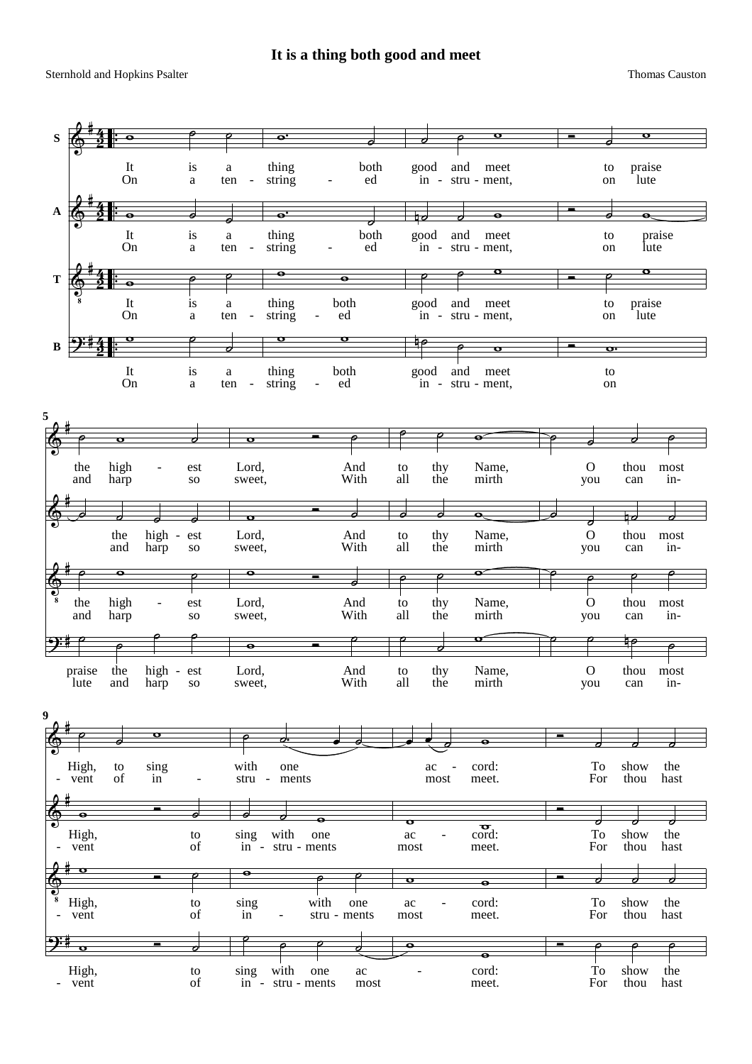# It is a thing both good and meet

Sternhold and Hopkins Psalter

Thomas Causton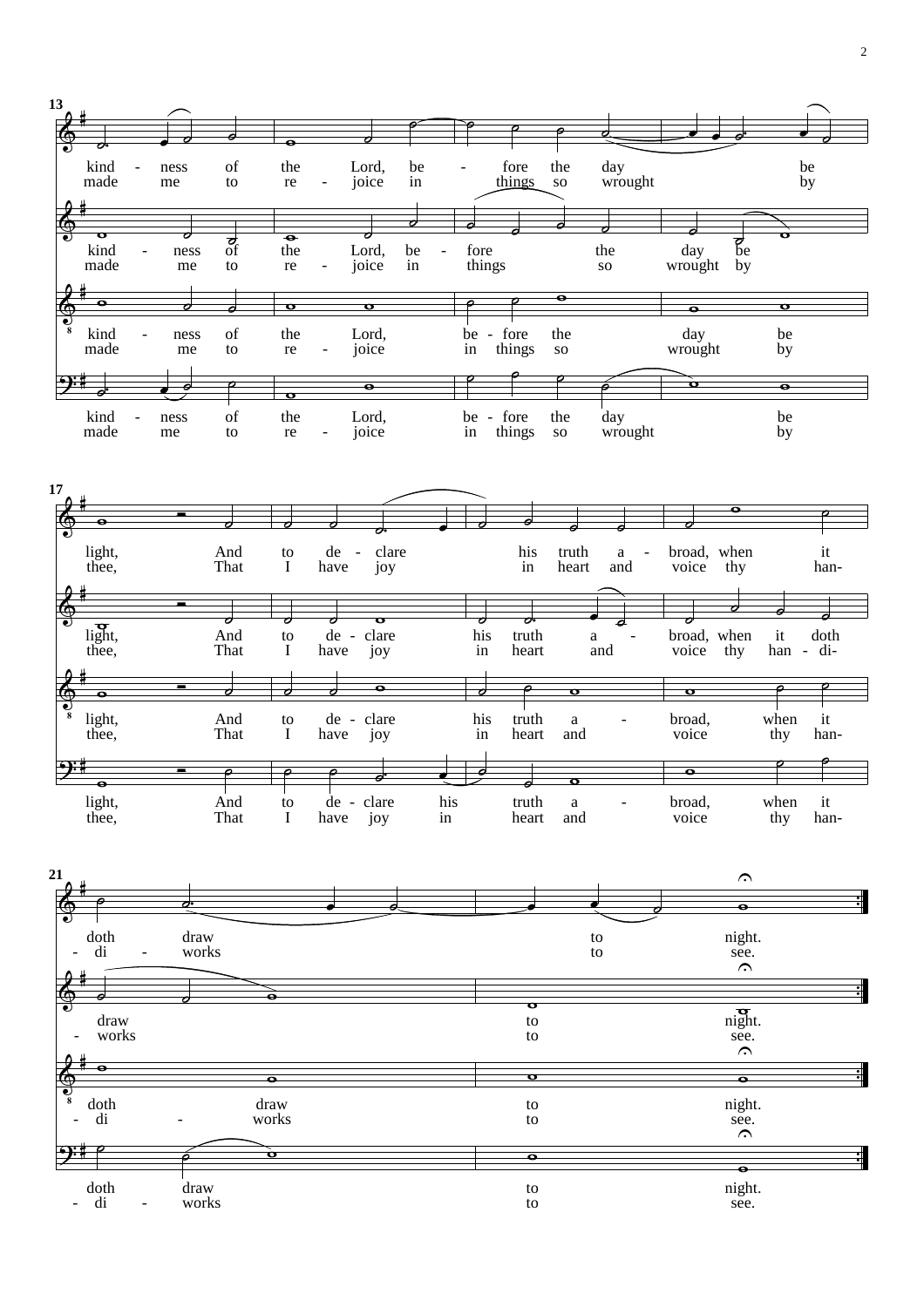13

kind - ness of the Lord, be - fore the day be
made me to re - joice in things so wrought by

light, And to de - clare his truth a - broad, when it
thee, That I have joy in heart and voice thy han-

21

doth draw to night.
- di - works to see.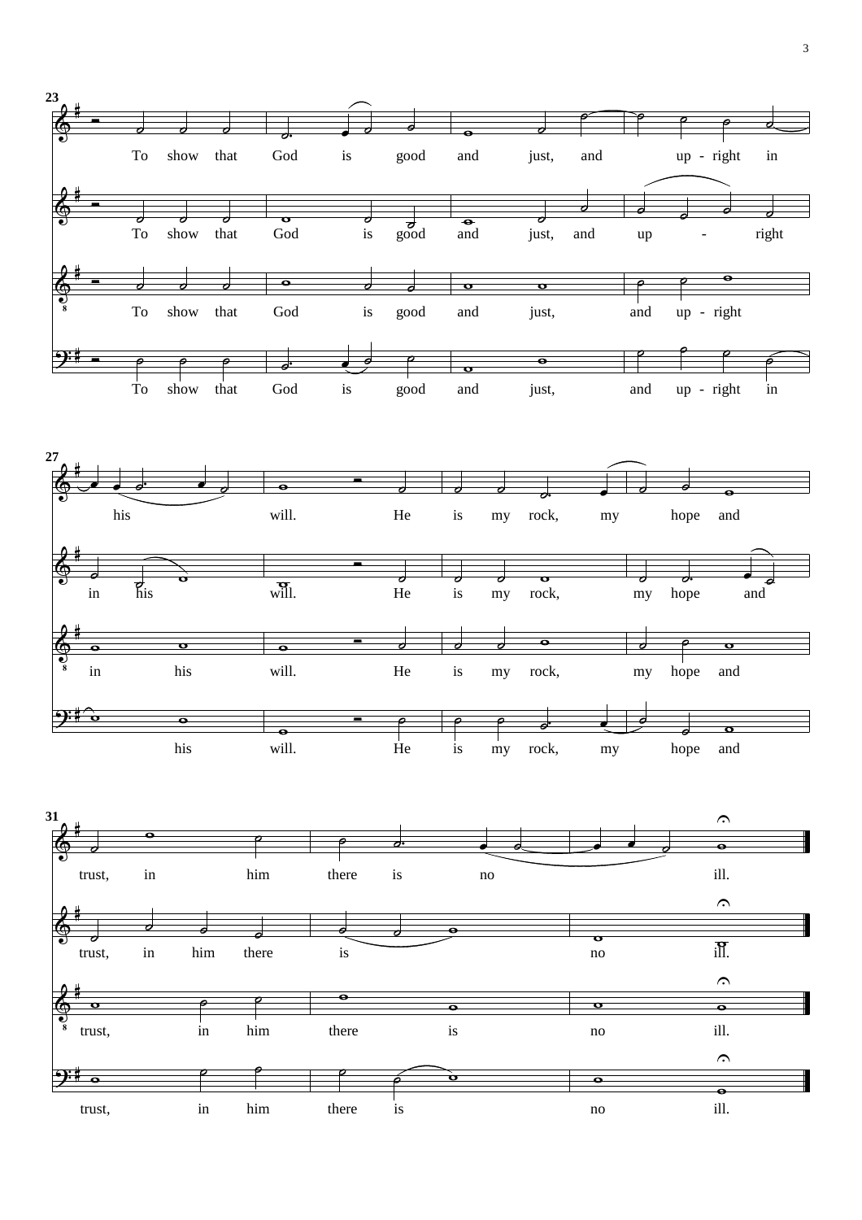23

To show that God is good and just, and up - right in

To show that God is good and just, and up - right

To show that God is good and just, and up - right

To show that God is good and just, and up - right in

27

his will. He is my rock, my hope and

in his will. He is my rock, my hope and

in his will. He is my rock, my hope and

his will. He is my rock, my hope and

31

trust, in him there is no ill.

trust, in him there is no ill.

trust, in him there is no ill.

trust, in him there is no ill.